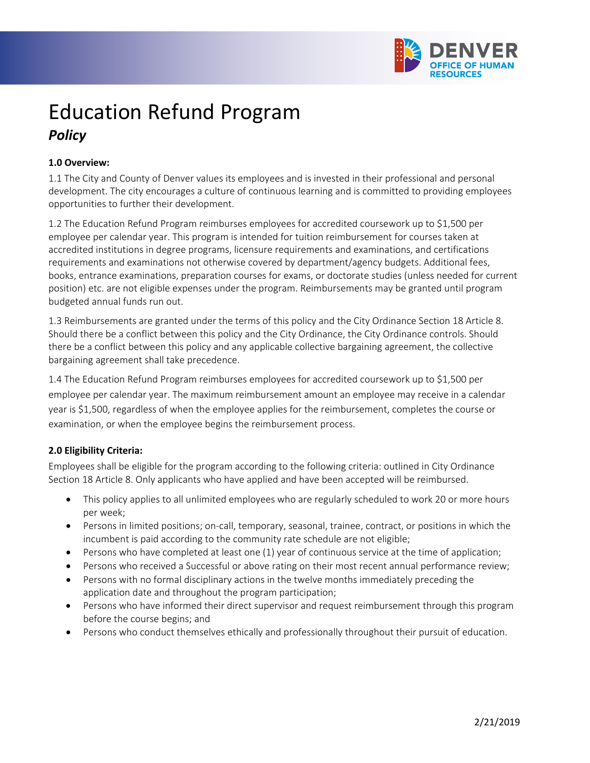# Education Refund Program

## *Policy*

**1.0 Overview:**

1.1 The City and County of Denver values its employees and is invested in their professional and personal development. The city encourages a culture of continuous learning and is committed to providing employees opportunities to further their development.

1.2 The Education Refund Program reimburses employees for accredited coursework up to $1,500 per employee per calendar year. This program is intended for tuition reimbursement for courses taken at accredited institutions in degree programs, licensure requirements and examinations, and certifications requirements and examinations not otherwise covered by department/agency budgets. Additional fees, books, entrance examinations, preparation courses for exams, or doctorate studies (unless needed for current position) etc. are not eligible expenses under the program. Reimbursements may be granted until program budgeted annual funds run out.

1.3 Reimbursements are granted under the terms of this policy and the City Ordinance Section 18 Article 8. Should there be a conflict between this policy and the City Ordinance, the City Ordinance controls. Should there be a conflict between this policy and any applicable collective bargaining agreement, the collective bargaining agreement shall take precedence.

1.4 The Education Refund Program reimburses employees for accredited coursework up to $1,500 per employee per calendar year. The maximum reimbursement amount an employee may receive in a calendar year is $1,500, regardless of when the employee applies for the reimbursement, completes the course or examination, or when the employee begins the reimbursement process.

**2.0 Eligibility Criteria:**

Employees shall be eligible for the program according to the following criteria: outlined in City Ordinance Section 18 Article 8. Only applicants who have applied and have been accepted will be reimbursed.

- This policy applies to all unlimited employees who are regularly scheduled to work 20 or more hours per week;
- Persons in limited positions; on-call, temporary, seasonal, trainee, contract, or positions in which the incumbent is paid according to the community rate schedule are not eligible;
- Persons who have completed at least one (1) year of continuous service at the time of application;
- Persons who received a Successful or above rating on their most recent annual performance review;
- Persons with no formal disciplinary actions in the twelve months immediately preceding the application date and throughout the program participation;
- Persons who have informed their direct supervisor and request reimbursement through this program before the course begins; and
- Persons who conduct themselves ethically and professionally throughout their pursuit of education.

2/21/2019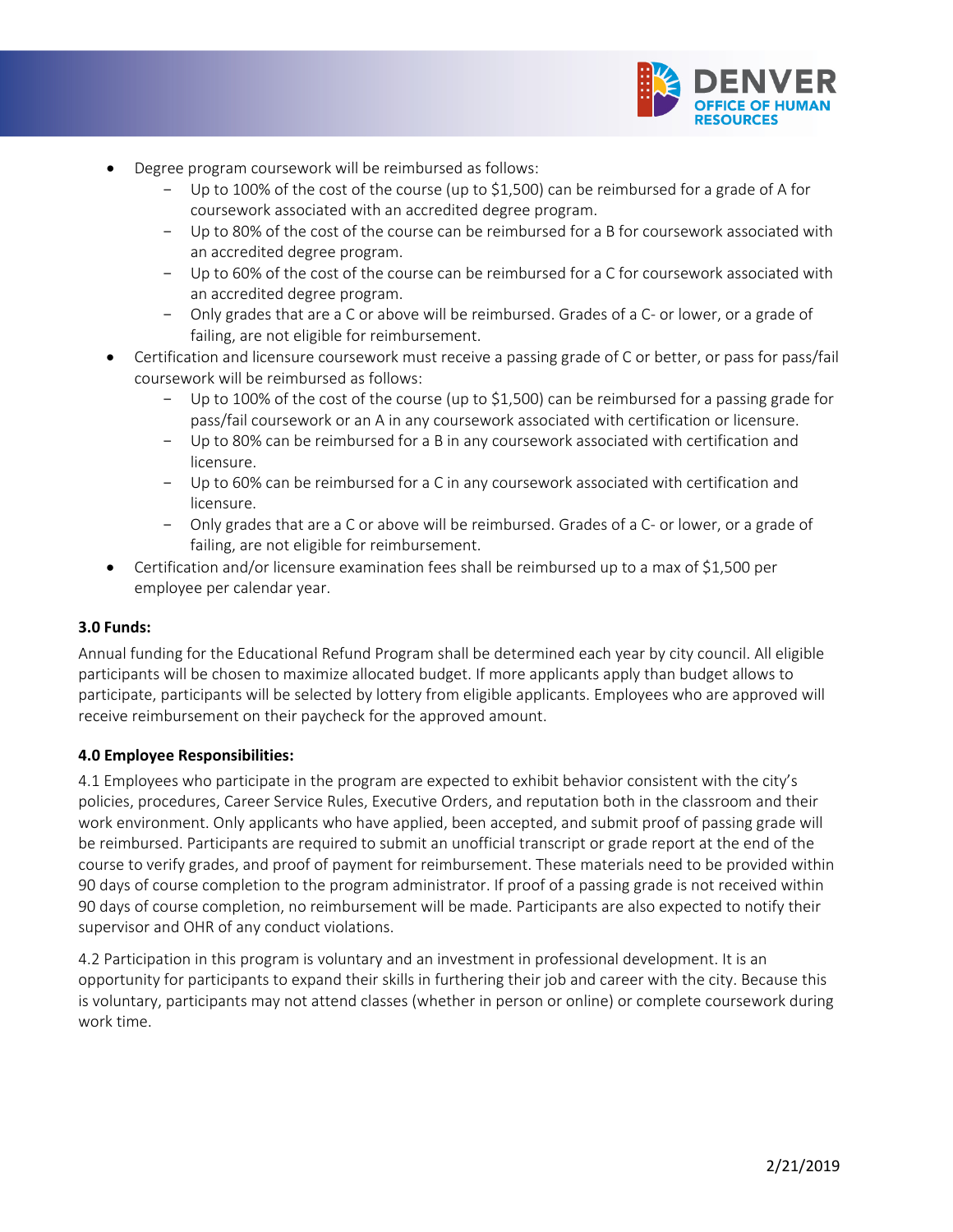- Degree program coursework will be reimbursed as follows:
  - Up to 100% of the cost of the course (up to $1,500) can be reimbursed for a grade of A for coursework associated with an accredited degree program.
  - Up to 80% of the cost of the course can be reimbursed for a B for coursework associated with an accredited degree program.
  - Up to 60% of the cost of the course can be reimbursed for a C for coursework associated with an accredited degree program.
  - Only grades that are a C or above will be reimbursed. Grades of a C- or lower, or a grade of failing, are not eligible for reimbursement.
- Certification and licensure coursework must receive a passing grade of C or better, or pass for pass/fail coursework will be reimbursed as follows:
  - Up to 100% of the cost of the course (up to $1,500) can be reimbursed for a passing grade for pass/fail coursework or an A in any coursework associated with certification or licensure.
  - Up to 80% can be reimbursed for a B in any coursework associated with certification and licensure.
  - Up to 60% can be reimbursed for a C in any coursework associated with certification and licensure.
  - Only grades that are a C or above will be reimbursed. Grades of a C- or lower, or a grade of failing, are not eligible for reimbursement.
- Certification and/or licensure examination fees shall be reimbursed up to a max of $1,500 per employee per calendar year.

**3.0 Funds:**

Annual funding for the Educational Refund Program shall be determined each year by city council. All eligible participants will be chosen to maximize allocated budget. If more applicants apply than budget allows to participate, participants will be selected by lottery from eligible applicants. Employees who are approved will receive reimbursement on their paycheck for the approved amount.

**4.0 Employee Responsibilities:**

4.1 Employees who participate in the program are expected to exhibit behavior consistent with the city's policies, procedures, Career Service Rules, Executive Orders, and reputation both in the classroom and their work environment. Only applicants who have applied, been accepted, and submit proof of passing grade will be reimbursed. Participants are required to submit an unofficial transcript or grade report at the end of the course to verify grades, and proof of payment for reimbursement. These materials need to be provided within 90 days of course completion to the program administrator. If proof of a passing grade is not received within 90 days of course completion, no reimbursement will be made. Participants are also expected to notify their supervisor and OHR of any conduct violations.

4.2 Participation in this program is voluntary and an investment in professional development. It is an opportunity for participants to expand their skills in furthering their job and career with the city. Because this is voluntary, participants may not attend classes (whether in person or online) or complete coursework during work time.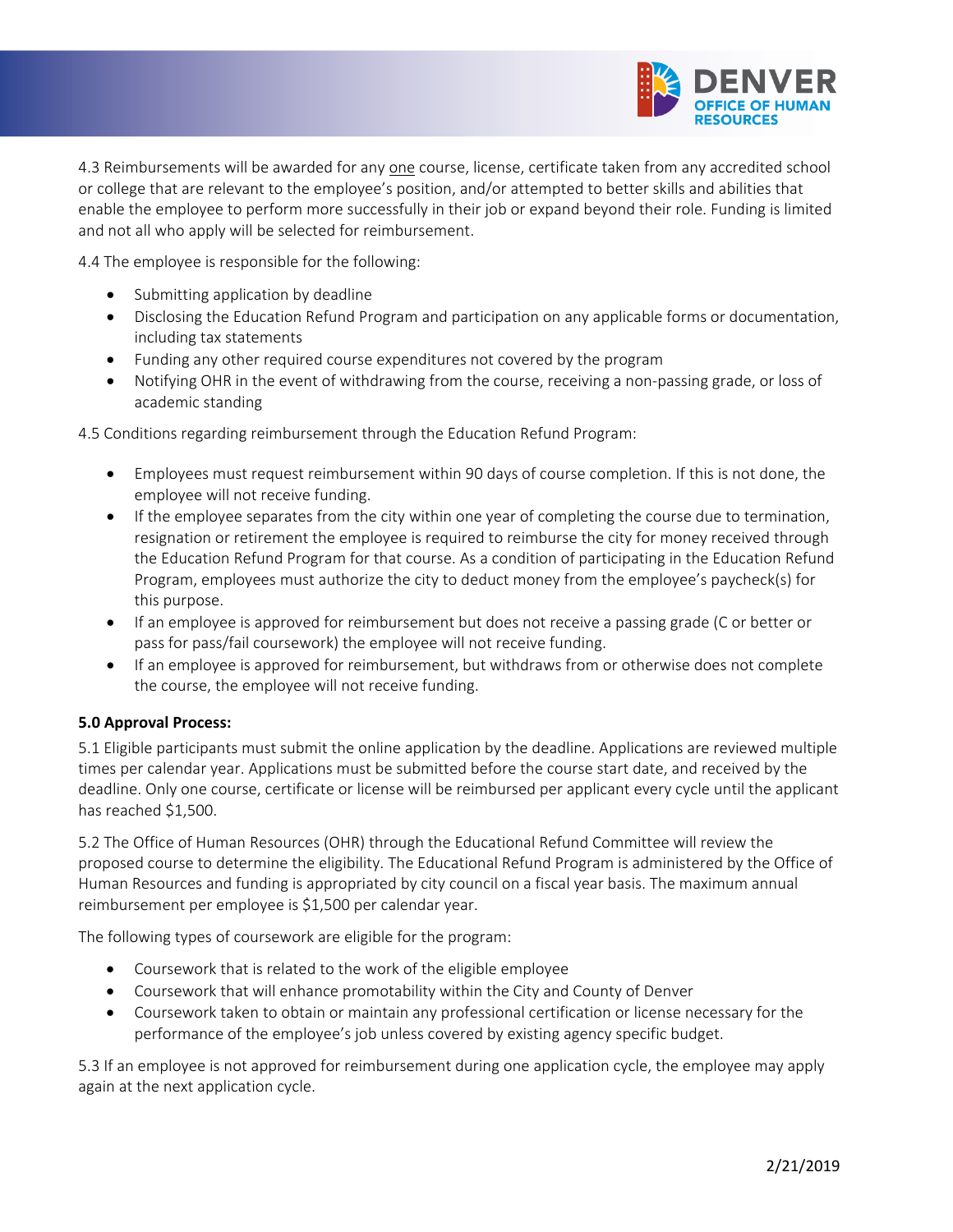4.3 Reimbursements will be awarded for any <u>one</u> course, license, certificate taken from any accredited school or college that are relevant to the employee's position, and/or attempted to better skills and abilities that enable the employee to perform more successfully in their job or expand beyond their role. Funding is limited and not all who apply will be selected for reimbursement.

4.4 The employee is responsible for the following:

- Submitting application by deadline
- Disclosing the Education Refund Program and participation on any applicable forms or documentation, including tax statements
- Funding any other required course expenditures not covered by the program
- Notifying OHR in the event of withdrawing from the course, receiving a non-passing grade, or loss of academic standing

4.5 Conditions regarding reimbursement through the Education Refund Program:

- Employees must request reimbursement within 90 days of course completion. If this is not done, the employee will not receive funding.
- If the employee separates from the city within one year of completing the course due to termination, resignation or retirement the employee is required to reimburse the city for money received through the Education Refund Program for that course. As a condition of participating in the Education Refund Program, employees must authorize the city to deduct money from the employee's paycheck(s) for this purpose.
- If an employee is approved for reimbursement but does not receive a passing grade (C or better or pass for pass/fail coursework) the employee will not receive funding.
- If an employee is approved for reimbursement, but withdraws from or otherwise does not complete the course, the employee will not receive funding.

**5.0 Approval Process:**

5.1 Eligible participants must submit the online application by the deadline. Applications are reviewed multiple times per calendar year. Applications must be submitted before the course start date, and received by the deadline. Only one course, certificate or license will be reimbursed per applicant every cycle until the applicant has reached $1,500.

5.2 The Office of Human Resources (OHR) through the Educational Refund Committee will review the proposed course to determine the eligibility. The Educational Refund Program is administered by the Office of Human Resources and funding is appropriated by city council on a fiscal year basis. The maximum annual reimbursement per employee is $1,500 per calendar year.

The following types of coursework are eligible for the program:

- Coursework that is related to the work of the eligible employee
- Coursework that will enhance promotability within the City and County of Denver
- Coursework taken to obtain or maintain any professional certification or license necessary for the performance of the employee's job unless covered by existing agency specific budget.

5.3 If an employee is not approved for reimbursement during one application cycle, the employee may apply again at the next application cycle.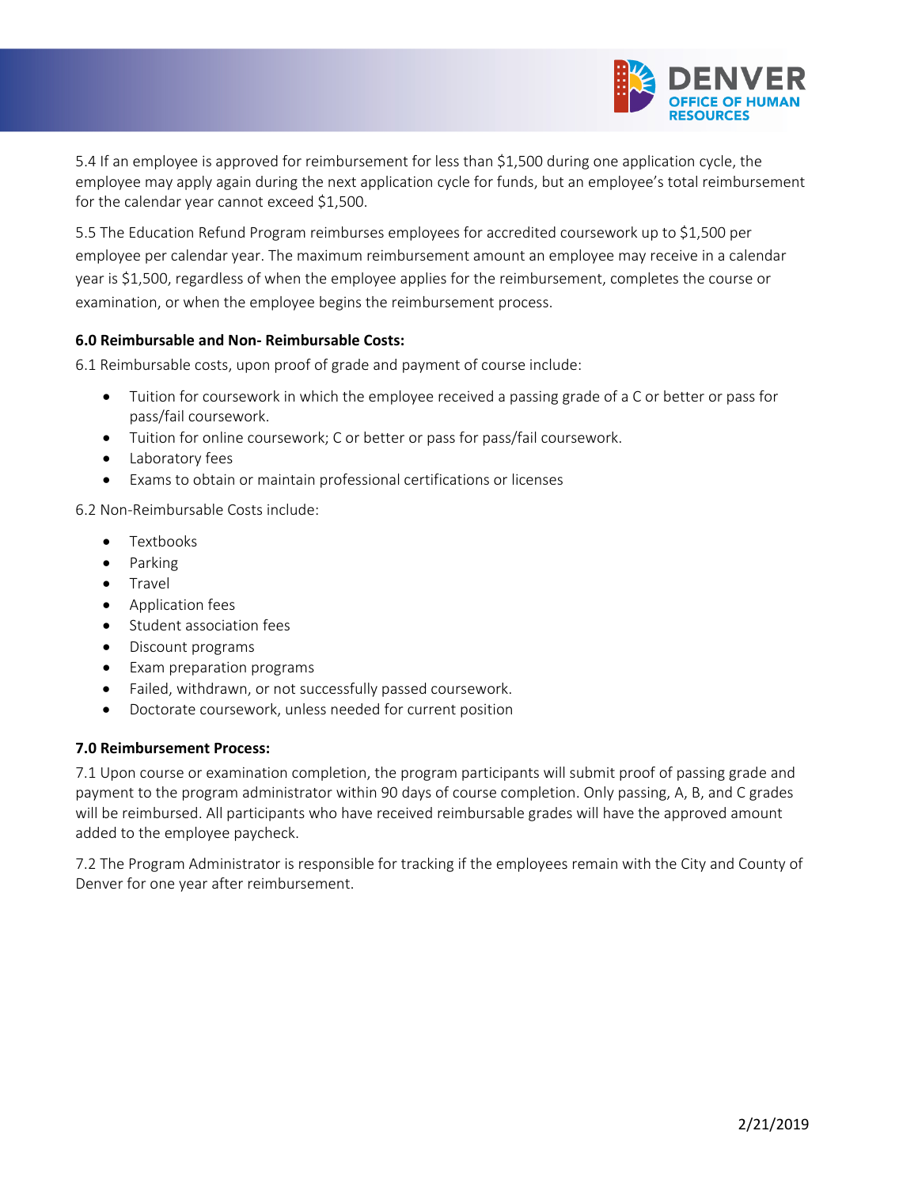5.4 If an employee is approved for reimbursement for less than $1,500 during one application cycle, the employee may apply again during the next application cycle for funds, but an employee's total reimbursement for the calendar year cannot exceed $1,500.

5.5 The Education Refund Program reimburses employees for accredited coursework up to $1,500 per employee per calendar year. The maximum reimbursement amount an employee may receive in a calendar year is $1,500, regardless of when the employee applies for the reimbursement, completes the course or examination, or when the employee begins the reimbursement process.

**6.0 Reimbursable and Non- Reimbursable Costs:**

6.1 Reimbursable costs, upon proof of grade and payment of course include:

- Tuition for coursework in which the employee received a passing grade of a C or better or pass for pass/fail coursework.
- Tuition for online coursework; C or better or pass for pass/fail coursework.
- Laboratory fees
- Exams to obtain or maintain professional certifications or licenses

6.2 Non-Reimbursable Costs include:

- Textbooks
- Parking
- Travel
- Application fees
- Student association fees
- Discount programs
- Exam preparation programs
- Failed, withdrawn, or not successfully passed coursework.
- Doctorate coursework, unless needed for current position

**7.0 Reimbursement Process:**

7.1 Upon course or examination completion, the program participants will submit proof of passing grade and payment to the program administrator within 90 days of course completion. Only passing, A, B, and C grades will be reimbursed. All participants who have received reimbursable grades will have the approved amount added to the employee paycheck.

7.2 The Program Administrator is responsible for tracking if the employees remain with the City and County of Denver for one year after reimbursement.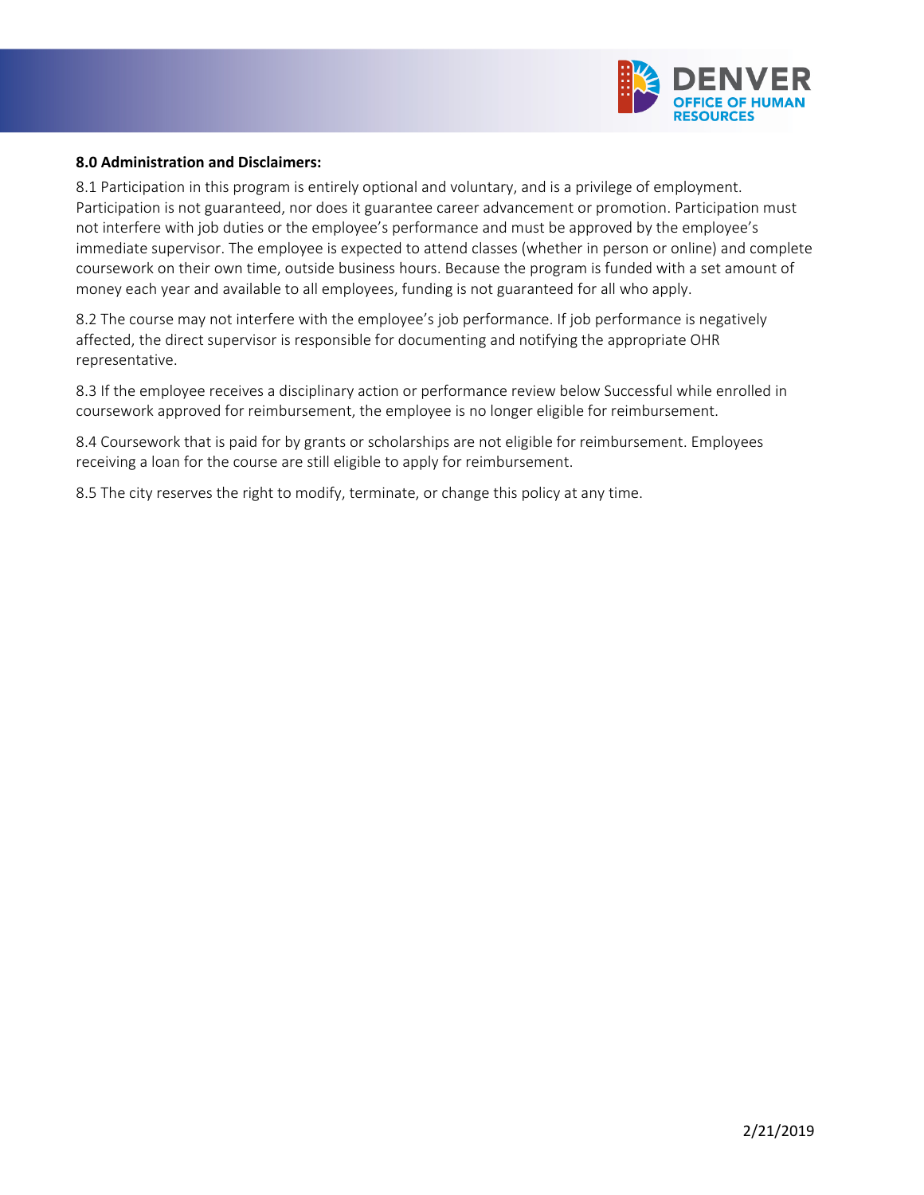**8.0 Administration and Disclaimers:**

8.1 Participation in this program is entirely optional and voluntary, and is a privilege of employment. Participation is not guaranteed, nor does it guarantee career advancement or promotion. Participation must not interfere with job duties or the employee's performance and must be approved by the employee's immediate supervisor. The employee is expected to attend classes (whether in person or online) and complete coursework on their own time, outside business hours. Because the program is funded with a set amount of money each year and available to all employees, funding is not guaranteed for all who apply.

8.2 The course may not interfere with the employee's job performance. If job performance is negatively affected, the direct supervisor is responsible for documenting and notifying the appropriate OHR representative.

8.3 If the employee receives a disciplinary action or performance review below Successful while enrolled in coursework approved for reimbursement, the employee is no longer eligible for reimbursement.

8.4 Coursework that is paid for by grants or scholarships are not eligible for reimbursement. Employees receiving a loan for the course are still eligible to apply for reimbursement.

8.5 The city reserves the right to modify, terminate, or change this policy at any time.